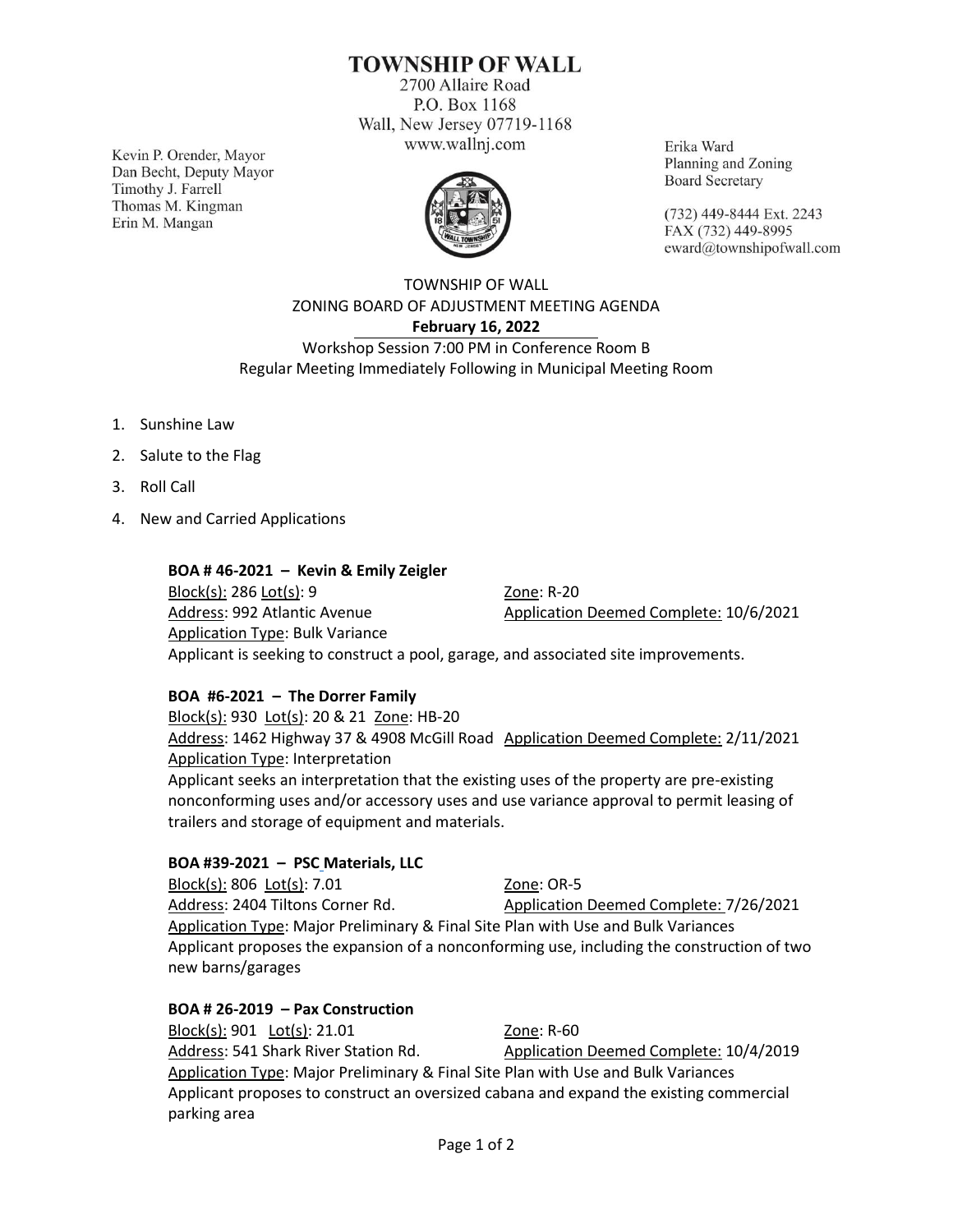# TOWNSHIP OF WALL

2700 Allaire Road
P.O. Box 1168
Wall, New Jersey 07719-1168
www.wallnj.com

Kevin P. Orender, Mayor
Dan Becht, Deputy Mayor
Timothy J. Farrell
Thomas M. Kingman
Erin M. Mangan

Erika Ward
Planning and Zoning
Board Secretary

(732) 449-8444 Ext. 2243
FAX (732) 449-8995
eward@townshipofwall.com

TOWNSHIP OF WALL
ZONING BOARD OF ADJUSTMENT MEETING AGENDA
**February 16, 2022**
Workshop Session 7:00 PM in Conference Room B
Regular Meeting Immediately Following in Municipal Meeting Room

1. Sunshine Law
2. Salute to the Flag
3. Roll Call
4. New and Carried Applications

**BOA # 46-2021 – Kevin & Emily Zeigler**
Block(s): 286 Lot(s): 9 Zone: R-20
Address: 992 Atlantic Avenue Application Deemed Complete: 10/6/2021
Application Type: Bulk Variance
Applicant is seeking to construct a pool, garage, and associated site improvements.

**BOA #6-2021 – The Dorrer Family**
Block(s): 930 Lot(s): 20 & 21 Zone: HB-20
Address: 1462 Highway 37 & 4908 McGill Road Application Deemed Complete: 2/11/2021
Application Type: Interpretation
Applicant seeks an interpretation that the existing uses of the property are pre-existing nonconforming uses and/or accessory uses and use variance approval to permit leasing of trailers and storage of equipment and materials.

**BOA #39-2021 – PSC Materials, LLC**
Block(s): 806 Lot(s): 7.01 Zone: OR-5
Address: 2404 Tiltons Corner Rd. Application Deemed Complete: 7/26/2021
Application Type: Major Preliminary & Final Site Plan with Use and Bulk Variances
Applicant proposes the expansion of a nonconforming use, including the construction of two new barns/garages

**BOA # 26-2019 – Pax Construction**
Block(s): 901 Lot(s): 21.01 Zone: R-60
Address: 541 Shark River Station Rd. Application Deemed Complete: 10/4/2019
Application Type: Major Preliminary & Final Site Plan with Use and Bulk Variances
Applicant proposes to construct an oversized cabana and expand the existing commercial parking area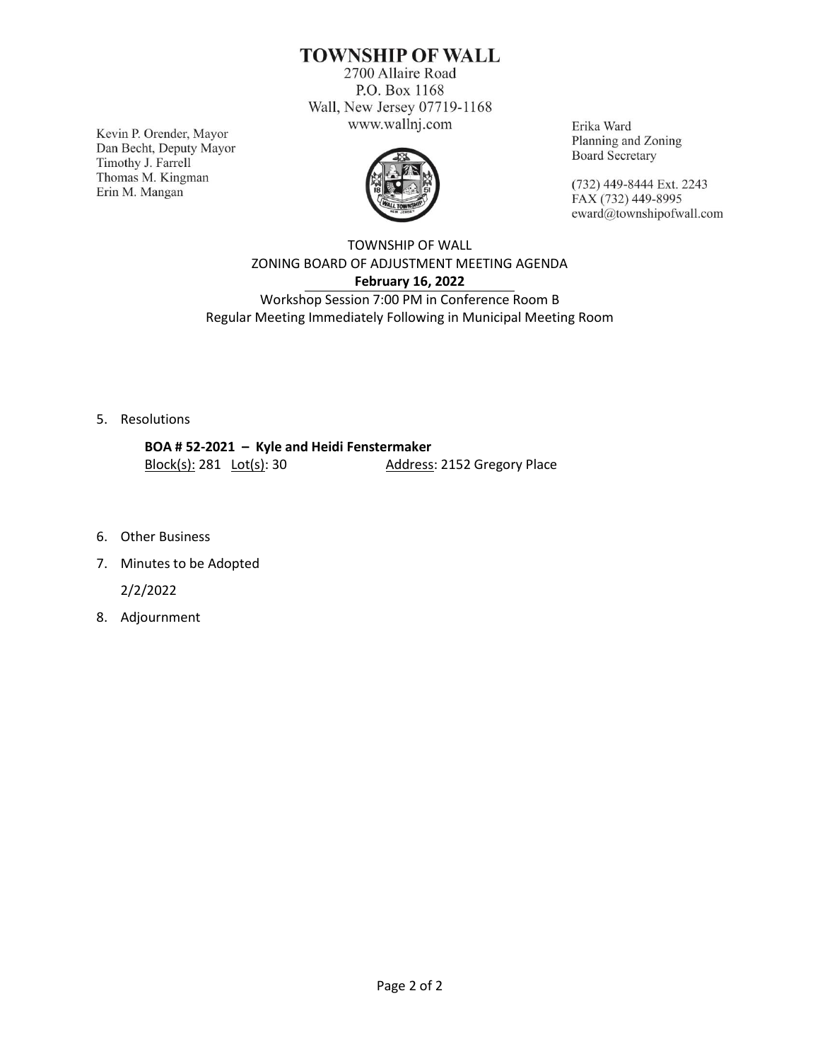# TOWNSHIP OF WALL

2700 Allaire Road
P.O. Box 1168
Wall, New Jersey 07719-1168
www.wallnj.com

Kevin P. Orender, Mayor
Dan Becht, Deputy Mayor
Timothy J. Farrell
Thomas M. Kingman
Erin M. Mangan

Erika Ward
Planning and Zoning
Board Secretary

(732) 449-8444 Ext. 2243
FAX (732) 449-8995
eward@townshipofwall.com

TOWNSHIP OF WALL
ZONING BOARD OF ADJUSTMENT MEETING AGENDA
**February 16, 2022**
Workshop Session 7:00 PM in Conference Room B
Regular Meeting Immediately Following in Municipal Meeting Room

5. Resolutions

   **BOA # 52-2021 – Kyle and Heidi Fenstermaker**
   Block(s): 281 Lot(s): 30 Address: 2152 Gregory Place

6. Other Business
7. Minutes to be Adopted

   2/2/2022

8. Adjournment